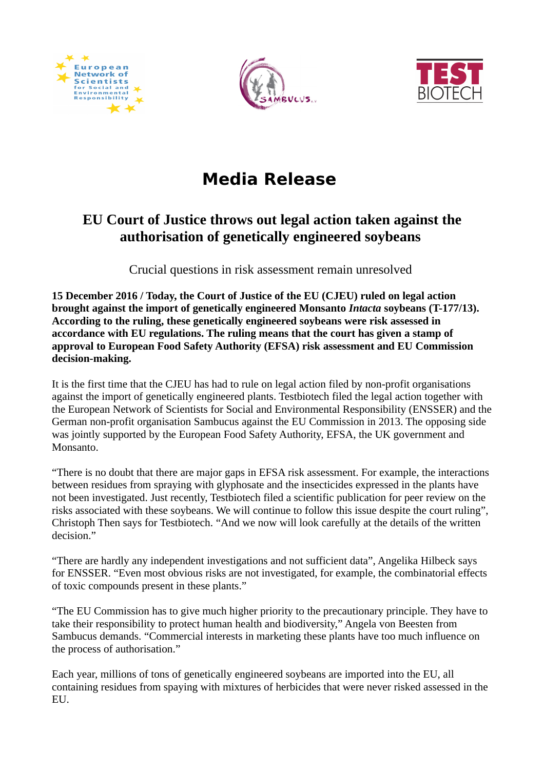# Media Release

## EU Court of Justice throws out legal action taken against the authorisation of genetically engineered soybeans

Crucial questions in risk assessment remain unresolved

**15 December 2016 / Today, the Court of Justice of the EU (CJEU) ruled on legal action brought against the import of genetically engineered Monsanto *Intacta* soybeans (T-177/13). According to the ruling, these genetically engineered soybeans were risk assessed in accordance with EU regulations. The ruling means that the court has given a stamp of approval to European Food Safety Authority (EFSA) risk assessment and EU Commission decision-making.**

It is the first time that the CJEU has had to rule on legal action filed by non-profit organisations against the import of genetically engineered plants. Testbiotech filed the legal action together with the European Network of Scientists for Social and Environmental Responsibility (ENSSER) and the German non-profit organisation Sambucus against the EU Commission in 2013. The opposing side was jointly supported by the European Food Safety Authority, EFSA, the UK government and Monsanto.

"There is no doubt that there are major gaps in EFSA risk assessment. For example, the interactions between residues from spraying with glyphosate and the insecticides expressed in the plants have not been investigated. Just recently, Testbiotech filed a scientific publication for peer review on the risks associated with these soybeans. We will continue to follow this issue despite the court ruling", Christoph Then says for Testbiotech. "And we now will look carefully at the details of the written decision."

"There are hardly any independent investigations and not sufficient data", Angelika Hilbeck says for ENSSER. "Even most obvious risks are not investigated, for example, the combinatorial effects of toxic compounds present in these plants."

"The EU Commission has to give much higher priority to the precautionary principle. They have to take their responsibility to protect human health and biodiversity," Angela von Beesten from Sambucus demands. "Commercial interests in marketing these plants have too much influence on the process of authorisation."

Each year, millions of tons of genetically engineered soybeans are imported into the EU, all containing residues from spaying with mixtures of herbicides that were never risked assessed in the EU.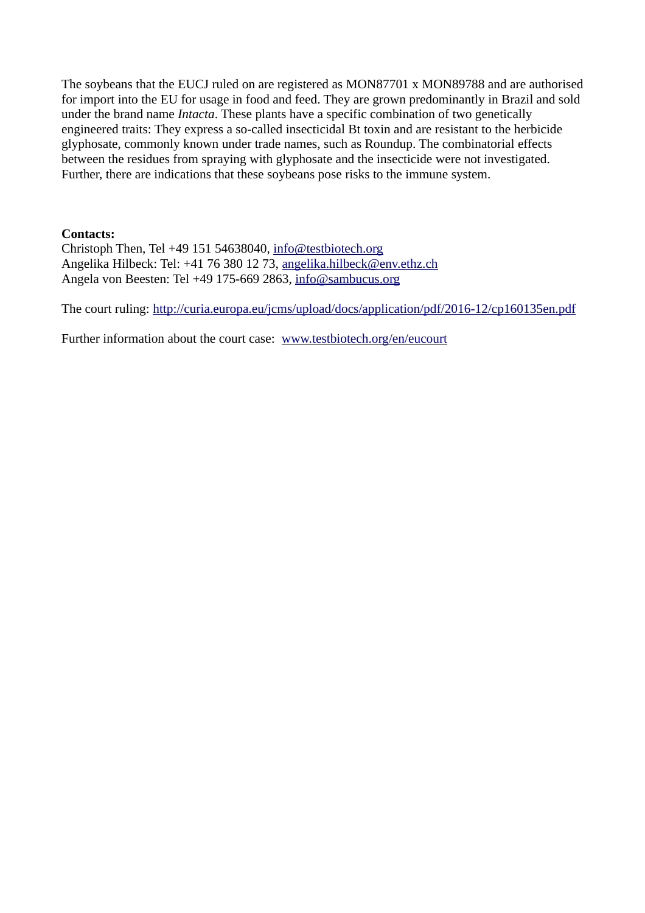The soybeans that the EUCJ ruled on are registered as MON87701 x MON89788 and are authorised for import into the EU for usage in food and feed. They are grown predominantly in Brazil and sold under the brand name *Intacta*. These plants have a specific combination of two genetically engineered traits: They express a so-called insecticidal Bt toxin and are resistant to the herbicide glyphosate, commonly known under trade names, such as Roundup. The combinatorial effects between the residues from spraying with glyphosate and the insecticide were not investigated. Further, there are indications that these soybeans pose risks to the immune system.

**Contacts:**
Christoph Then, Tel +49 151 54638040, info@testbiotech.org
Angelika Hilbeck: Tel: +41 76 380 12 73, angelika.hilbeck@env.ethz.ch
Angela von Beesten: Tel +49 175-669 2863, info@sambucus.org

The court ruling: http://curia.europa.eu/jcms/upload/docs/application/pdf/2016-12/cp160135en.pdf

Further information about the court case: www.testbiotech.org/en/eucourt